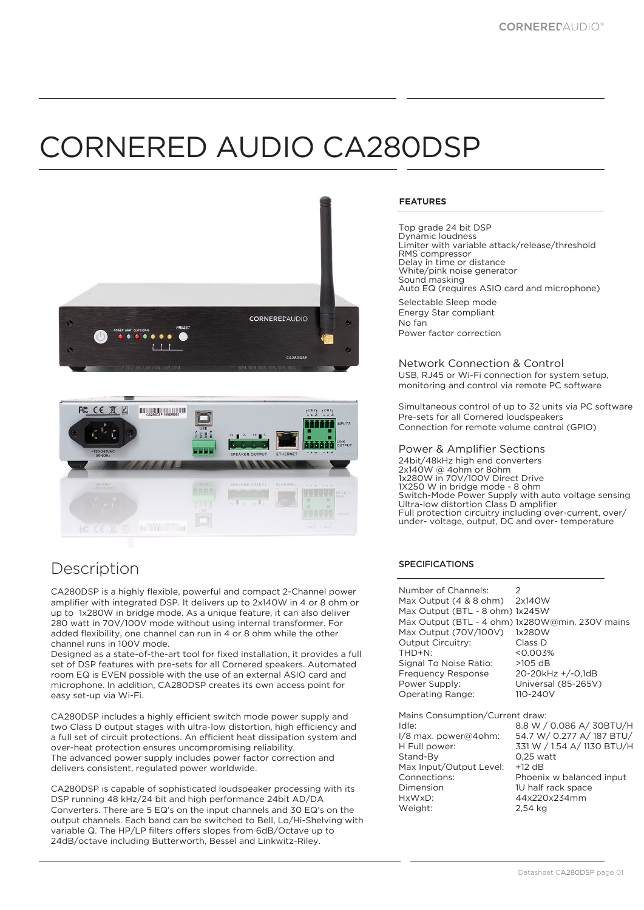// No images detected; product photos skipped. Header logo "CORNERED AUDIO" and footer "Datasheet CA280DSP page 01" omitted as running header/footer.
# CORNERED AUDIO CA280DSP

## Description

CA280DSP is a highly flexible, powerful and compact 2-Channel power amplifier with integrated DSP. It delivers up to 2x140W in 4 or 8 ohm or up to 1x280W in bridge mode. As a unique feature, it can also deliver 280 watt in 70V/100V mode without using internal transformer. For added flexibility, one channel can run in 4 or 8 ohm while the other channel runs in 100V mode.

Designed as a state-of-the-art tool for fixed installation, it provides a full set of DSP features with pre-sets for all Cornered speakers. Automated room EQ is EVEN possible with the use of an external ASIO card and microphone. In addition, CA280DSP creates its own access point for easy set-up via Wi-Fi.

CA280DSP includes a highly efficient switch mode power supply and two Class D output stages with ultra-low distortion, high efficiency and a full set of circuit protections. An efficient heat dissipation system and over-heat protection ensures uncompromising reliability.

The advanced power supply includes power factor correction and delivers consistent, regulated power worldwide.

CA280DSP is capable of sophisticated loudspeaker processing with its DSP running 48 kHz/24 bit and high performance 24bit AD/DA Converters. There are 5 EQ's on the input channels and 30 EQ's on the output channels. Each band can be switched to Bell, Lo/Hi-Shelving with variable Q. The HP/LP filters offers slopes from 6dB/Octave up to 24dB/octave including Butterworth, Bessel and Linkwitz-Riley.

### FEATURES

- Top grade 24 bit DSP
- Dynamic loudness
- Limiter with variable attack/release/threshold
- RMS compressor
- Delay in time or distance
- White/pink noise generator
- Sound masking
- Auto EQ (requires ASIO card and microphone)
- Selectable Sleep mode
- Energy Star compliant
- No fan
- Power factor correction

### Network Connection & Control

USB, RJ45 or Wi-Fi connection for system setup, monitoring and control via remote PC software

Simultaneous control of up to 32 units via PC software
Pre-sets for all Cornered loudspeakers
Connection for remote volume control (GPIO)

### Power & Amplifier Sections

- 24bit/48kHz high end converters
- 2x140W @ 4ohm or 8ohm
- 1x280W in 70V/100V Direct Drive
- 1X250 W in bridge mode - 8 ohm
- Switch-Mode Power Supply with auto voltage sensing
- Ultra-low distortion Class D amplifier
- Full protection circuitry including over-current, over/under- voltage, output, DC and over- temperature

### SPECIFICATIONS

| | |
|---|---|
| Number of Channels: | 2 |
| Max Output (4 & 8 ohm) | 2x140W |
| Max Output (BTL - 8 ohm) | 1x245W |
| Max Output (BTL - 4 ohm) | 1x280W@min. 230V mains |
| Max Output (70V/100V) | 1x280W |
| Output Circuitry: | Class D |
| THD+N: | <0.003% |
| Signal To Noise Ratio: | >105 dB |
| Frequency Response | 20-20kHz +/-0,1dB |
| Power Supply: | Universal (85-265V) |
| Operating Range: | 110-240V |

Mains Consumption/Current draw:

| | |
|---|---|
| Idle: | 8.8 W / 0.086 A/ 30BTU/H |
| I/8 max. power@4ohm: | 54.7 W/ 0.277 A/ 187 BTU/ |
| H Full power: | 331 W / 1.54 A/ 1130 BTU/H |
| Stand-By | 0,25 watt |
| Max Input/Output Level: | +12 dB |
| Connections: | Phoenix w balanced input |
| Dimension | 1U half rack space |
| HxWxD: | 44x220x234mm |
| Weight: | 2,54 kg |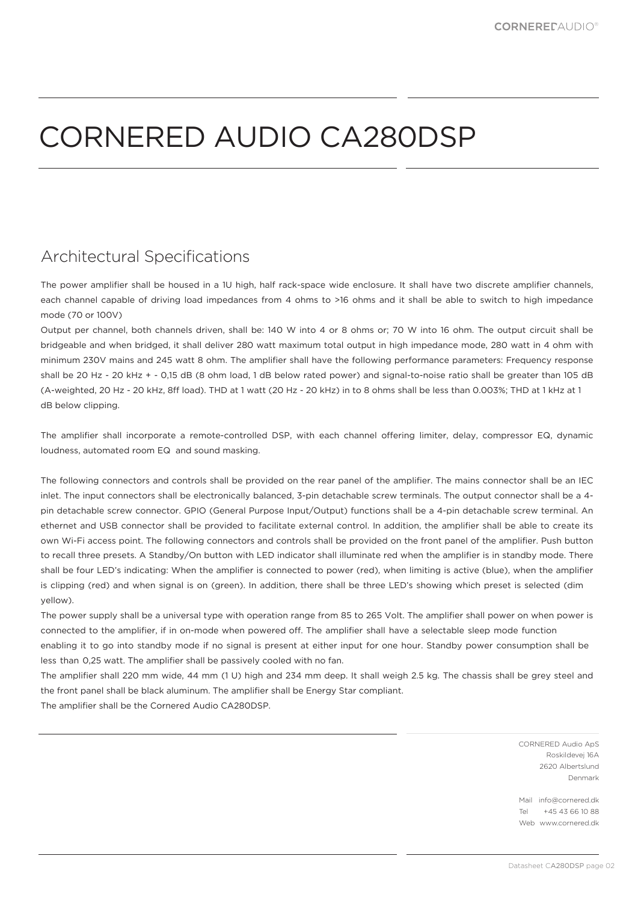# CORNERED AUDIO CA280DSP

## Architectural Specifications

The power amplifier shall be housed in a 1U high, half rack-space wide enclosure. It shall have two discrete amplifier channels, each channel capable of driving load impedances from 4 ohms to >16 ohms and it shall be able to switch to high impedance mode (70 or 100V)

Output per channel, both channels driven, shall be: 140 W into 4 or 8 ohms or; 70 W into 16 ohm. The output circuit shall be bridgeable and when bridged, it shall deliver 280 watt maximum total output in high impedance mode, 280 watt in 4 ohm with minimum 230V mains and 245 watt 8 ohm. The amplifier shall have the following performance parameters: Frequency response shall be 20 Hz - 20 kHz + - 0,15 dB (8 ohm load, 1 dB below rated power) and signal-to-noise ratio shall be greater than 105 dB (A-weighted, 20 Hz - 20 kHz, 8ff load). THD at 1 watt (20 Hz - 20 kHz) in to 8 ohms shall be less than 0.003%; THD at 1 kHz at 1 dB below clipping.

The amplifier shall incorporate a remote-controlled DSP, with each channel offering limiter, delay, compressor EQ, dynamic loudness, automated room EQ and sound masking.

The following connectors and controls shall be provided on the rear panel of the amplifier. The mains connector shall be an IEC inlet. The input connectors shall be electronically balanced, 3-pin detachable screw terminals. The output connector shall be a 4-pin detachable screw connector. GPIO (General Purpose Input/Output) functions shall be a 4-pin detachable screw terminal. An ethernet and USB connector shall be provided to facilitate external control. In addition, the amplifier shall be able to create its own Wi-Fi access point. The following connectors and controls shall be provided on the front panel of the amplifier. Push button to recall three presets. A Standby/On button with LED indicator shall illuminate red when the amplifier is in standby mode. There shall be four LED's indicating: When the amplifier is connected to power (red), when limiting is active (blue), when the amplifier is clipping (red) and when signal is on (green). In addition, there shall be three LED's showing which preset is selected (dim yellow).

The power supply shall be a universal type with operation range from 85 to 265 Volt. The amplifier shall power on when power is connected to the amplifier, if in on-mode when powered off. The amplifier shall have a selectable sleep mode function enabling it to go into standby mode if no signal is present at either input for one hour. Standby power consumption shall be less than 0,25 watt. The amplifier shall be passively cooled with no fan.

The amplifier shall 220 mm wide, 44 mm (1 U) high and 234 mm deep. It shall weigh 2.5 kg. The chassis shall be grey steel and the front panel shall be black aluminum. The amplifier shall be Energy Star compliant.

The amplifier shall be the Cornered Audio CA280DSP.

CORNERED Audio ApS
Roskildevej 16A
2620 Albertslund
Denmark

Mail info@cornered.dk
Tel +45 43 66 10 88
Web www.cornered.dk